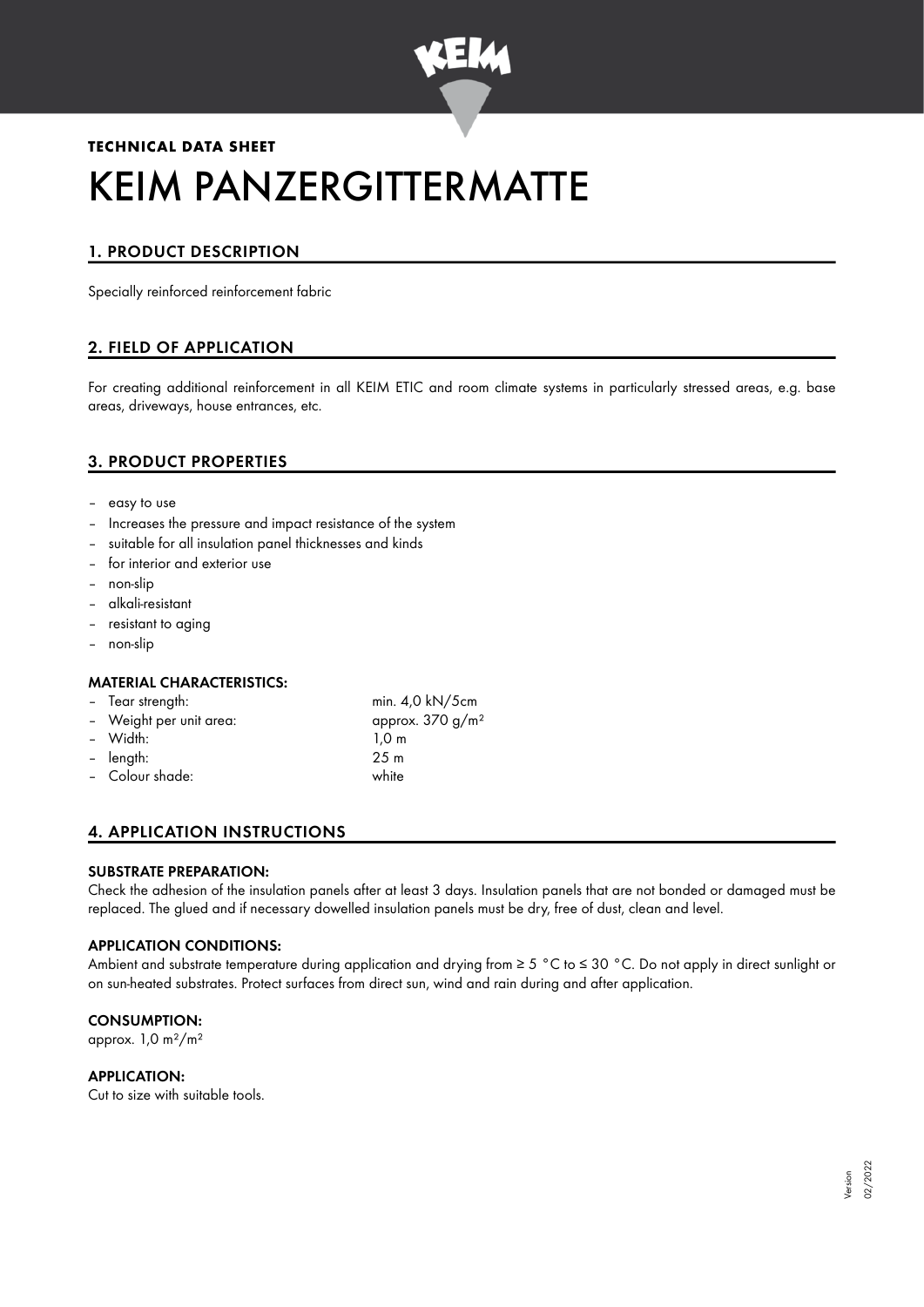**TECHNICAL DATA SHEET**

# KEIM PANZERGITTERMATTE

## 1. PRODUCT DESCRIPTION

Specially reinforced reinforcement fabric

## 2. FIELD OF APPLICATION

For creating additional reinforcement in all KEIM ETIC and room climate systems in particularly stressed areas, e.g. base areas, driveways, house entrances, etc.

## 3. PRODUCT PROPERTIES

- easy to use
- Increases the pressure and impact resistance of the system
- suitable for all insulation panel thicknesses and kinds
- for interior and exterior use
- non-slip
- alkali-resistant
- resistant to aging
- non-slip

### MATERIAL CHARACTERISTICS:

- Tear strength: min. 4,0 kN/5cm
- Weight per unit area: approx. 370 g/m²
- Width: 1,0 m
- length: 25 m
- Colour shade: white

## 4. APPLICATION INSTRUCTIONS

### SUBSTRATE PREPARATION:

Check the adhesion of the insulation panels after at least 3 days. Insulation panels that are not bonded or damaged must be replaced. The glued and if necessary dowelled insulation panels must be dry, free of dust, clean and level.

### APPLICATION CONDITIONS:

Ambient and substrate temperature during application and drying from ≥ 5 °C to ≤ 30 °C. Do not apply in direct sunlight or on sun-heated substrates. Protect surfaces from direct sun, wind and rain during and after application.

### CONSUMPTION:

approx. 1,0 m²/m²

### APPLICATION:

Cut to size with suitable tools.

Version 02/2022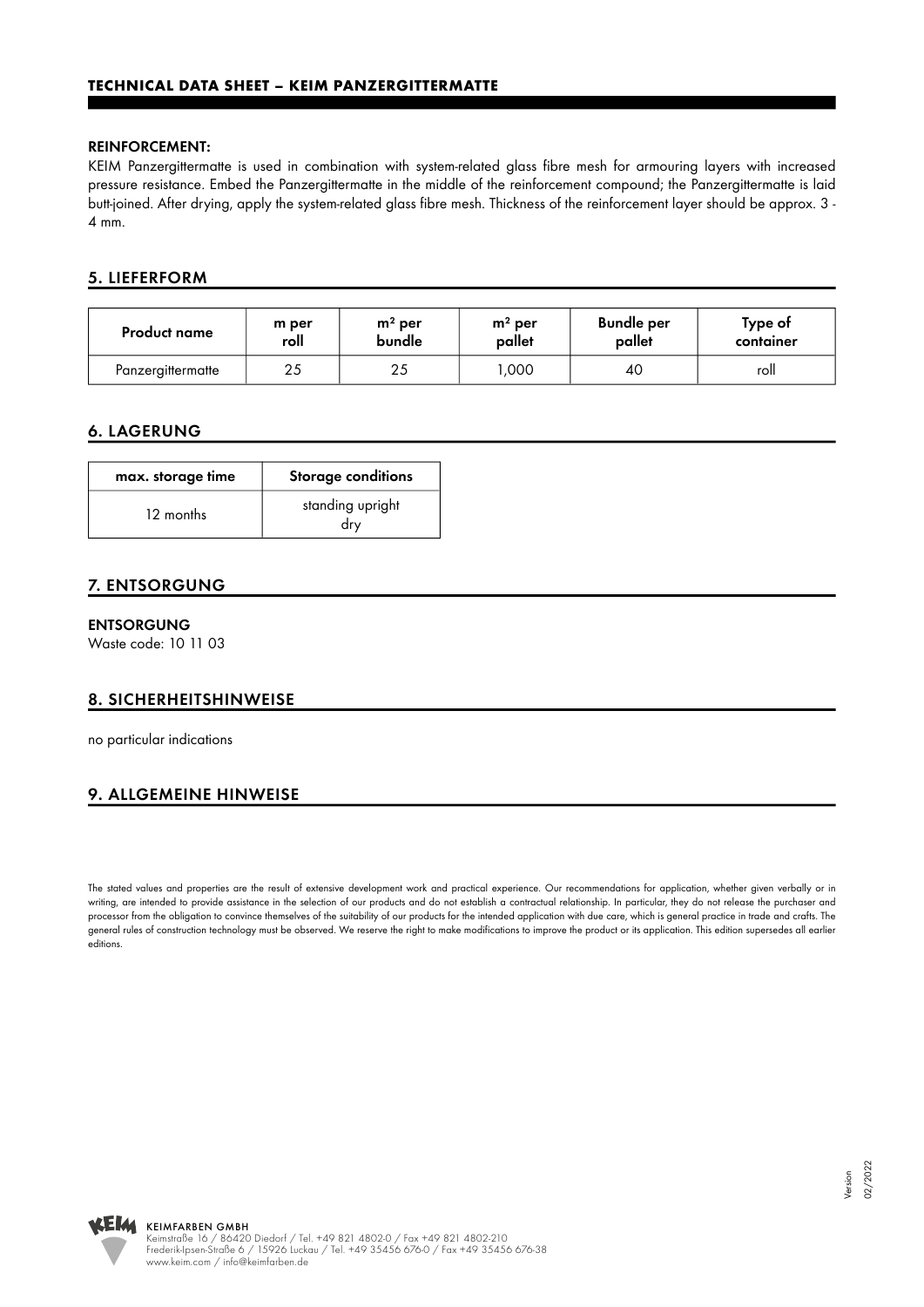## TECHNICAL DATA SHEET – KEIM PANZERGITTERMATTE

**REINFORCEMENT:**

KEIM Panzergittermatte is used in combination with system-related glass fibre mesh for armouring layers with increased pressure resistance. Embed the Panzergittermatte in the middle of the reinforcement compound; the Panzergittermatte is laid butt-joined. After drying, apply the system-related glass fibre mesh. Thickness of the reinforcement layer should be approx. 3 - 4 mm.

## 5. LIEFERFORM

| Product name | m per roll | m² per bundle | m² per pallet | Bundle per pallet | Type of container |
|---|---|---|---|---|---|
| Panzergittermatte | 25 | 25 | 1,000 | 40 | roll |

## 6. LAGERUNG

| max. storage time | Storage conditions |
|---|---|
| 12 months | standing upright dry |

## 7. ENTSORGUNG

**ENTSORGUNG**

Waste code: 10 11 03

## 8. SICHERHEITSHINWEISE

no particular indications

## 9. ALLGEMEINE HINWEISE

The stated values and properties are the result of extensive development work and practical experience. Our recommendations for application, whether given verbally or in writing, are intended to provide assistance in the selection of our products and do not establish a contractual relationship. In particular, they do not release the purchaser and processor from the obligation to convince themselves of the suitability of our products for the intended application with due care, which is general practice in trade and crafts. The general rules of construction technology must be observed. We reserve the right to make modifications to improve the product or its application. This edition supersedes all earlier editions.

KEIMFARBEN GMBH
Keimstraße 16 / 86420 Diedorf / Tel. +49 821 4802-0 / Fax +49 821 4802-210
Frederik-Ipsen-Straße 6 / 15926 Luckau / Tel. +49 35456 676-0 / Fax +49 35456 676-38
www.keim.com / info@keimfarben.de

Version 02/2022